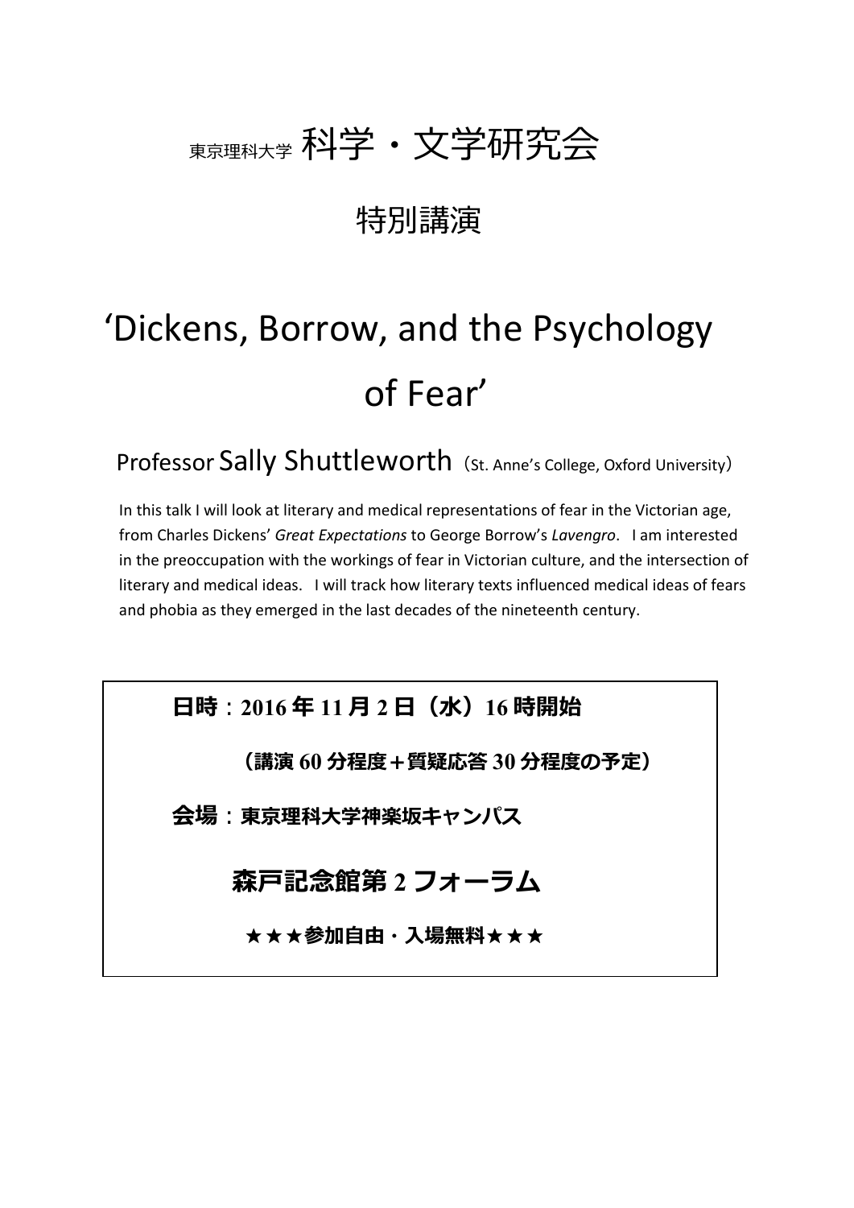# 東京理科大学 科学・文学研究会

## 特別講演

# 'Dickens, Borrow, and the Psychology of Fear'

Professor Sally Shuttleworth（St. Anne's College, Oxford University）

In this talk I will look at literary and medical representations of fear in the Victorian age, from Charles Dickens' *Great Expectations* to George Borrow's *Lavengro*. I am interested in the preoccupation with the workings of fear in Victorian culture, and the intersection of literary and medical ideas. I will track how literary texts influenced medical ideas of fears and phobia as they emerged in the last decades of the nineteenth century.

**日時**：**2016 年 11 月 2 日（水）16 時開始**

**（講演 60 分程度＋質疑応答 30 分程度の予定）**

**会場**：**東京理科大学神楽坂キャンパス**

**森戸記念館第 2 フォーラム**

**★★★参加自由・入場無料★★★**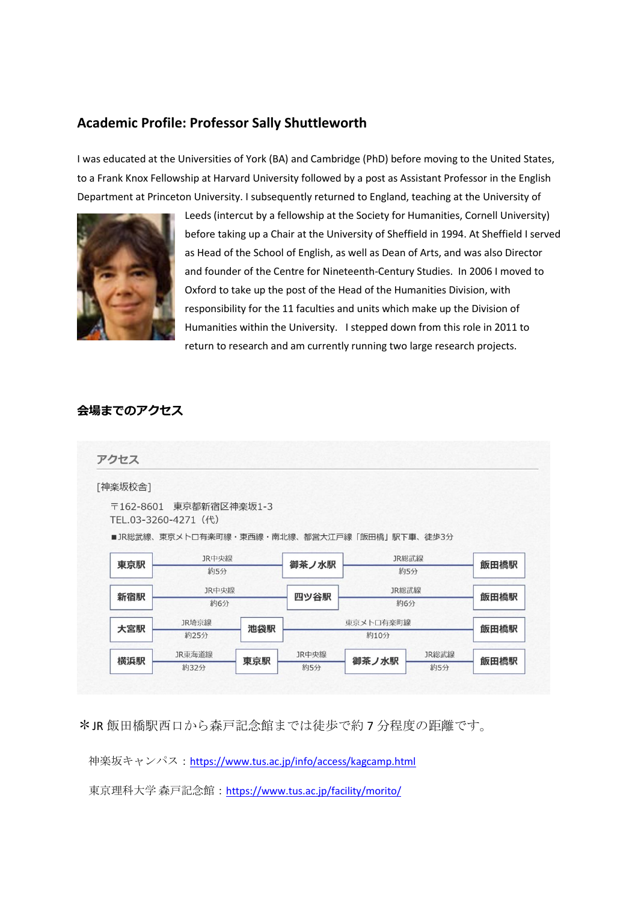## Academic Profile: Professor Sally Shuttleworth

I was educated at the Universities of York (BA) and Cambridge (PhD) before moving to the United States, to a Frank Knox Fellowship at Harvard University followed by a post as Assistant Professor in the English Department at Princeton University. I subsequently returned to England, teaching at the University of Leeds (intercut by a fellowship at the Society for Humanities, Cornell University) before taking up a Chair at the University of Sheffield in 1994. At Sheffield I served as Head of the School of English, as well as Dean of Arts, and was also Director and founder of the Centre for Nineteenth-Century Studies. In 2006 I moved to Oxford to take up the post of the Head of the Humanities Division, with responsibility for the 11 faculties and units which make up the Division of Humanities within the University. I stepped down from this role in 2011 to return to research and am currently running two large research projects.

## 会場までのアクセス

### アクセス

[神楽坂校舎]

〒162-8601　東京都新宿区神楽坂1-3
TEL.03-3260-4271（代）

■JR総武線、東京メトロ有楽町線・東西線・南北線、都営大江戸線「飯田橋」駅下車、徒歩3分

- 東京駅 →（JR中央線 約5分）→ 御茶ノ水駅 →（JR総武線 約5分）→ 飯田橋駅
- 新宿駅 →（JR中央線 約6分）→ 四ツ谷駅 →（JR総武線 約6分）→ 飯田橋駅
- 大宮駅 →（JR埼京線 約25分）→ 池袋駅 →（東京メトロ有楽町線 約10分）→ 飯田橋駅
- 横浜駅 →（JR東海道線 約32分）→ 東京駅 →（JR中央線 約5分）→ 御茶ノ水駅 →（JR総武線 約5分）→ 飯田橋駅

＊JR 飯田橋駅西口から森戸記念館までは徒歩で約 7 分程度の距離です。

神楽坂キャンパス：https://www.tus.ac.jp/info/access/kagcamp.html

東京理科大学 森戸記念館：https://www.tus.ac.jp/facility/morito/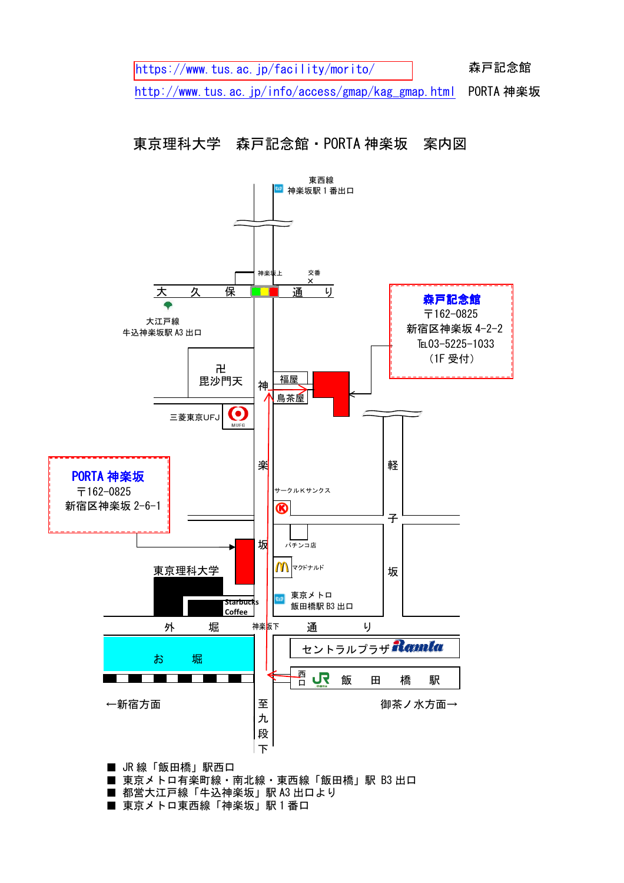https://www.tus.ac.jp/facility/morito/　　森戸記念館

http://www.tus.ac.jp/info/access/gmap/kag_gmap.html　　PORTA 神楽坂

# 東京理科大学　森戸記念館・PORTA 神楽坂　案内図

東西線
神楽坂駅 1 番出口

神楽坂上

交番

大　久　保　通　り

大江戸線
牛込神楽坂駅 A3 出口

卍
毘沙門天

福屋

鳥茶屋

神

**森戸記念館**
〒162-0825
新宿区神楽坂 4-2-2
TEL03-5225-1033
（1F 受付）

三菱東京UFJ

MUFG

楽

**PORTA 神楽坂**
〒162-0825
新宿区神楽坂 2-6-1

サークルＫサンクス

軽

子

坂

パチンコ店

坂

マクドナルド

東京理科大学

Starbucks Coffee

東京メトロ
飯田橋駅 B3 出口

外　堀　通　り

神楽坂下

セントラルプラザ Ramla

お　堀

西口

飯　田　橋　駅

←新宿方面

御茶ノ水方面→

至九段下

- JR 線「飯田橋」駅西口
- 東京メトロ有楽町線・南北線・東西線「飯田橋」駅 B3 出口
- 都営大江戸線「牛込神楽坂」駅 A3 出口より
- 東京メトロ東西線「神楽坂」駅 1 番口